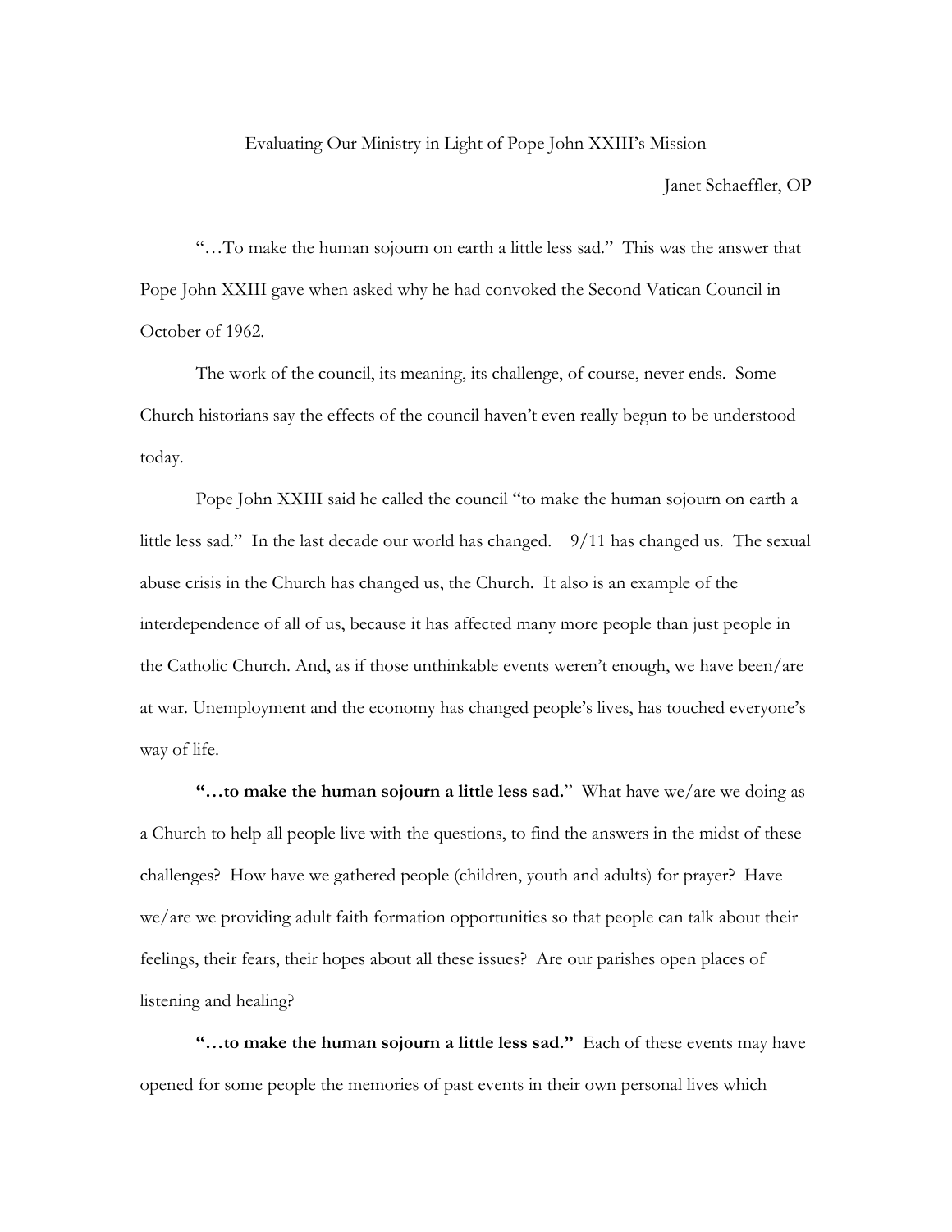# Evaluating Our Ministry in Light of Pope John XXIII's Mission

Janet Schaeffler, OP

"…To make the human sojourn on earth a little less sad." This was the answer that Pope John XXIII gave when asked why he had convoked the Second Vatican Council in October of 1962.

The work of the council, its meaning, its challenge, of course, never ends. Some Church historians say the effects of the council haven't even really begun to be understood today.

Pope John XXIII said he called the council "to make the human sojourn on earth a little less sad." In the last decade our world has changed. 9/11 has changed us. The sexual abuse crisis in the Church has changed us, the Church. It also is an example of the interdependence of all of us, because it has affected many more people than just people in the Catholic Church. And, as if those unthinkable events weren't enough, we have been/are at war. Unemployment and the economy has changed people's lives, has touched everyone's way of life.

**"…to make the human sojourn a little less sad.**" What have we/are we doing as a Church to help all people live with the questions, to find the answers in the midst of these challenges? How have we gathered people (children, youth and adults) for prayer? Have we/are we providing adult faith formation opportunities so that people can talk about their feelings, their fears, their hopes about all these issues? Are our parishes open places of listening and healing?

**"…to make the human sojourn a little less sad."** Each of these events may have opened for some people the memories of past events in their own personal lives which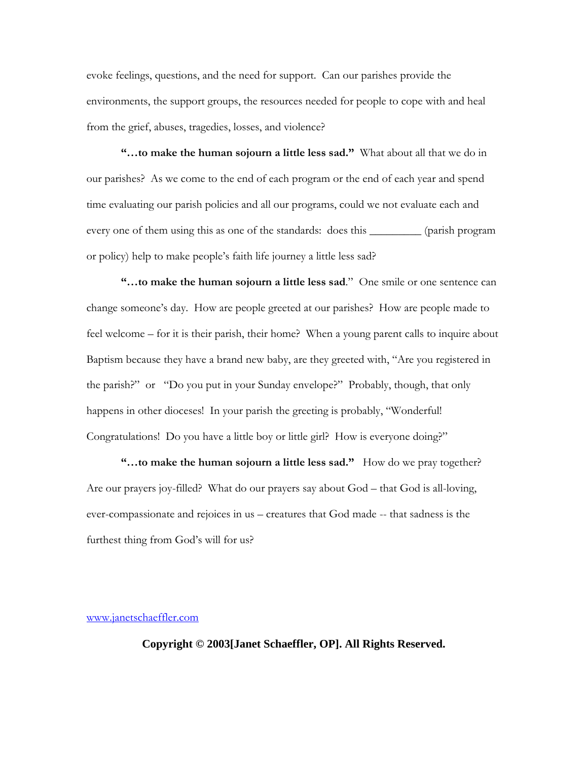evoke feelings, questions, and the need for support. Can our parishes provide the environments, the support groups, the resources needed for people to cope with and heal from the grief, abuses, tragedies, losses, and violence?

**"…to make the human sojourn a little less sad."** What about all that we do in our parishes? As we come to the end of each program or the end of each year and spend time evaluating our parish policies and all our programs, could we not evaluate each and every one of them using this as one of the standards: does this _________ (parish program or policy) help to make people's faith life journey a little less sad?

**"…to make the human sojourn a little less sad**." One smile or one sentence can change someone's day. How are people greeted at our parishes? How are people made to feel welcome – for it is their parish, their home? When a young parent calls to inquire about Baptism because they have a brand new baby, are they greeted with, "Are you registered in the parish?" or "Do you put in your Sunday envelope?" Probably, though, that only happens in other dioceses! In your parish the greeting is probably, "Wonderful! Congratulations! Do you have a little boy or little girl? How is everyone doing?"

**"…to make the human sojourn a little less sad."** How do we pray together? Are our prayers joy-filled? What do our prayers say about God – that God is all-loving, ever-compassionate and rejoices in us – creatures that God made -- that sadness is the furthest thing from God's will for us?

[www.janetschaeffler.com](http://www.janetschaeffler.com)

**Copyright © 2003[Janet Schaeffler, OP]. All Rights Reserved.**